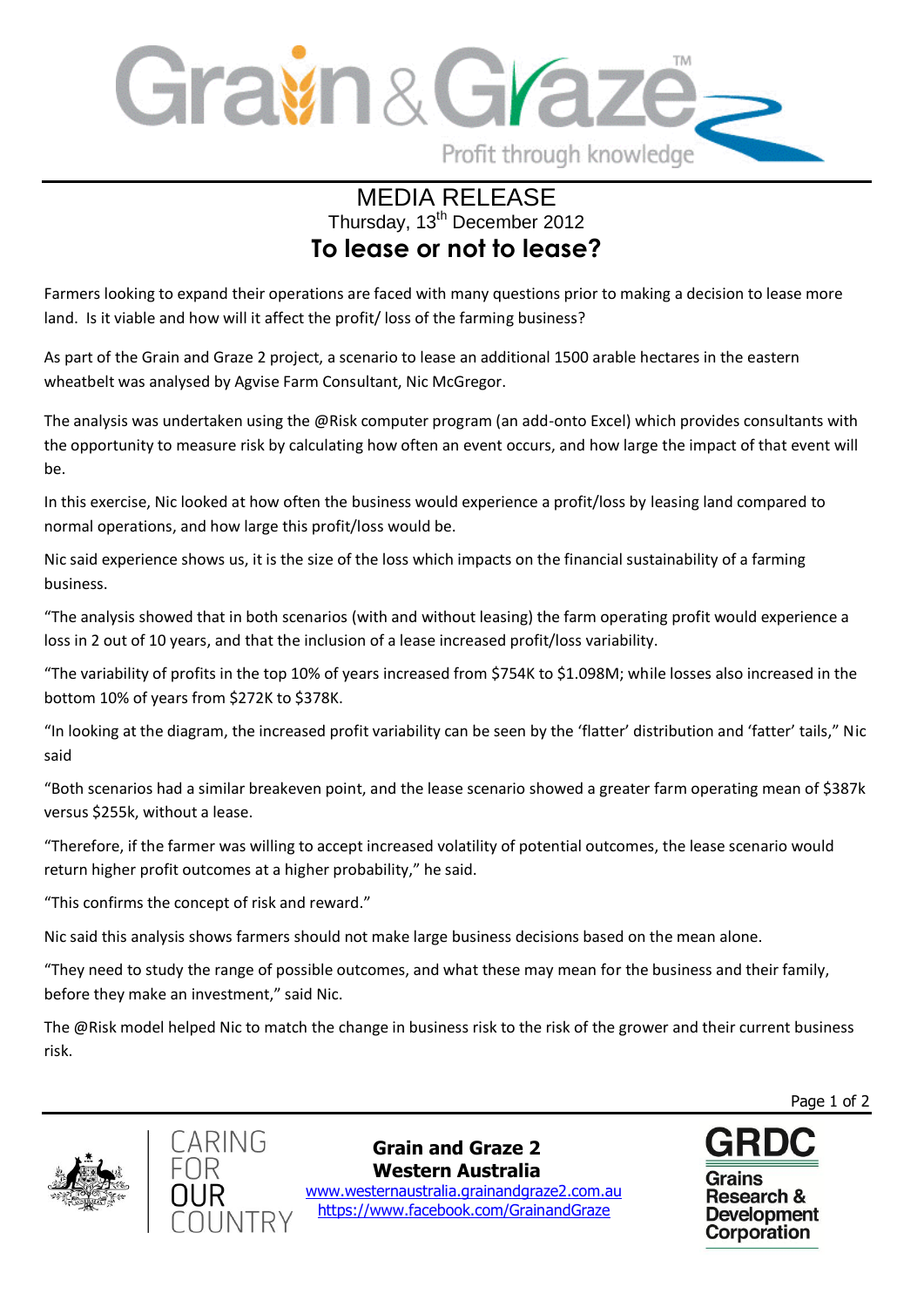MEDIA RELEASE

Thursday, 13th December 2012

# To lease or not to lease?

Farmers looking to expand their operations are faced with many questions prior to making a decision to lease more land. Is it viable and how will it affect the profit/ loss of the farming business?

As part of the Grain and Graze 2 project, a scenario to lease an additional 1500 arable hectares in the eastern wheatbelt was analysed by Agvise Farm Consultant, Nic McGregor.

The analysis was undertaken using the @Risk computer program (an add-onto Excel) which provides consultants with the opportunity to measure risk by calculating how often an event occurs, and how large the impact of that event will be.

In this exercise, Nic looked at how often the business would experience a profit/loss by leasing land compared to normal operations, and how large this profit/loss would be.

Nic said experience shows us, it is the size of the loss which impacts on the financial sustainability of a farming business.

"The analysis showed that in both scenarios (with and without leasing) the farm operating profit would experience a loss in 2 out of 10 years, and that the inclusion of a lease increased profit/loss variability.

"The variability of profits in the top 10% of years increased from $754K to $1.098M; while losses also increased in the bottom 10% of years from $272K to $378K.

"In looking at the diagram, the increased profit variability can be seen by the 'flatter' distribution and 'fatter' tails," Nic said

"Both scenarios had a similar breakeven point, and the lease scenario showed a greater farm operating mean of $387k versus $255k, without a lease.

"Therefore, if the farmer was willing to accept increased volatility of potential outcomes, the lease scenario would return higher profit outcomes at a higher probability," he said.

"This confirms the concept of risk and reward."

Nic said this analysis shows farmers should not make large business decisions based on the mean alone.

"They need to study the range of possible outcomes, and what these may mean for the business and their family, before they make an investment," said Nic.

The @Risk model helped Nic to match the change in business risk to the risk of the grower and their current business risk.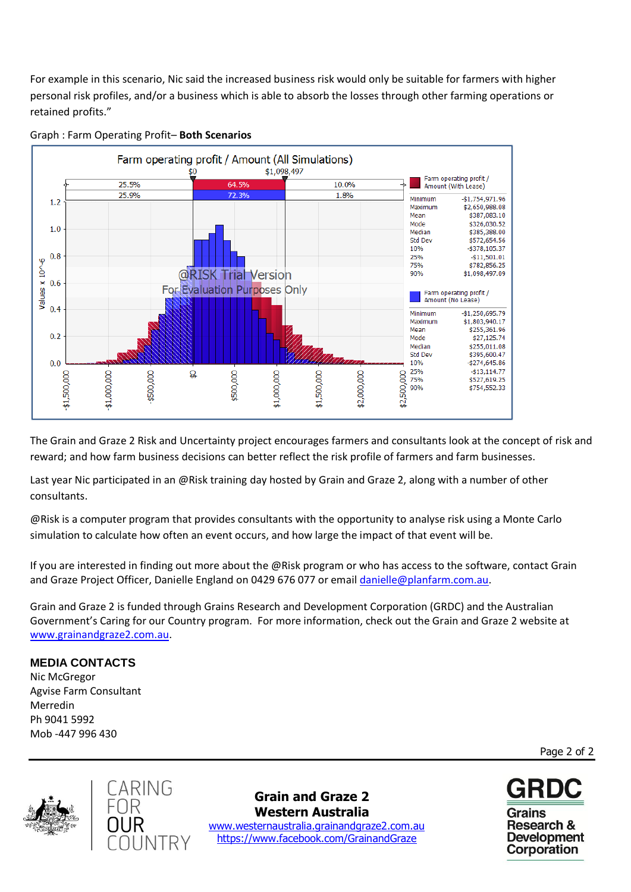For example in this scenario, Nic said the increased business risk would only be suitable for farmers with higher personal risk profiles, and/or a business which is able to absorb the losses through other farming operations or retained profits."

Graph : Farm Operating Profit– **Both Scenarios**

Farm operating profit / Amount (All Simulations)

$0
$1,098,497

25.5%
64.5%
10.0%
25.9%
72.3%
1.8%

Values x 10^-6

1.2
1.0
0.8
0.6
0.4
0.2
0.0

-$1,500,000
-$1,000,000
-$500,000
$0
$500,000
$1,000,000
$1,500,000
$2,000,000
$2,500,000

@RISK Trial Version
For Evaluation Purposes Only

Farm operating profit / Amount (With Lease)

Minimum -$1,754,971.96
Maximum $2,650,988.08
Mean $387,083.10
Mode $326,030.52
Median $385,388.00
Std Dev $572,654.56
10% -$378,105.37
25% -$11,501.01
75% $782,856.25
90% $1,098,497.09

Farm operating profit / Amount (No Lease)

Minimum -$1,250,695.79
Maximum $1,803,940.17
Mean $255,361.96
Mode $27,125.74
Median $255,011.08
Std Dev $395,600.47
10% -$274,645.86
25% -$13,114.77
75% $527,619.25
90% $754,552.33

The Grain and Graze 2 Risk and Uncertainty project encourages farmers and consultants look at the concept of risk and reward; and how farm business decisions can better reflect the risk profile of farmers and farm businesses.

Last year Nic participated in an @Risk training day hosted by Grain and Graze 2, along with a number of other consultants.

@Risk is a computer program that provides consultants with the opportunity to analyse risk using a Monte Carlo simulation to calculate how often an event occurs, and how large the impact of that event will be.

If you are interested in finding out more about the @Risk program or who has access to the software, contact Grain and Graze Project Officer, Danielle England on 0429 676 077 or email danielle@planfarm.com.au.

Grain and Graze 2 is funded through Grains Research and Development Corporation (GRDC) and the Australian Government's Caring for our Country program. For more information, check out the Grain and Graze 2 website at www.grainandgraze2.com.au.

## MEDIA CONTACTS

Nic McGregor
Agvise Farm Consultant
Merredin
Ph 9041 5992
Mob -447 996 430

CARING FOR OUR COUNTRY

**Grain and Graze 2**
**Western Australia**
www.westernaustralia.grainandgraze2.com.au
https://www.facebook.com/GrainandGraze

GRDC
Grains Research & Development Corporation